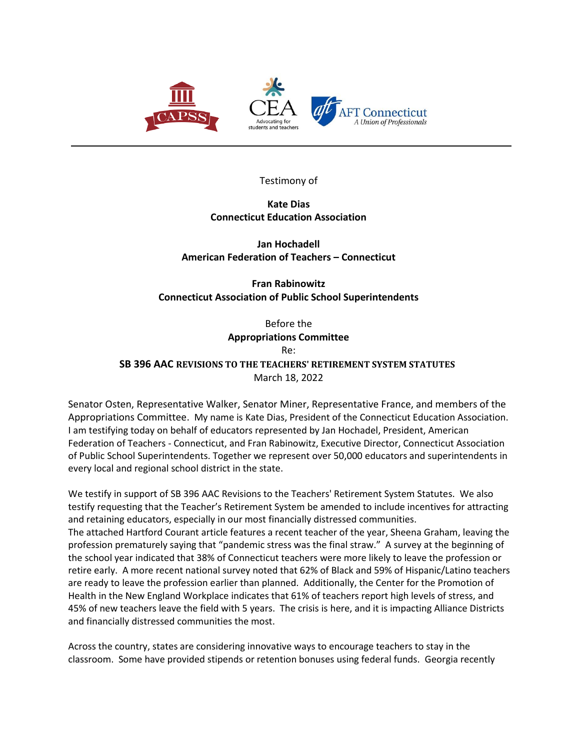Testimony of

**Kate Dias**
**Connecticut Education Association**

**Jan Hochadell**
**American Federation of Teachers – Connecticut**

**Fran Rabinowitz**
**Connecticut Association of Public School Superintendents**

Before the
**Appropriations Committee**
Re:
**SB 396 AAC REVISIONS TO THE TEACHERS' RETIREMENT SYSTEM STATUTES**
March 18, 2022

Senator Osten, Representative Walker, Senator Miner, Representative France, and members of the Appropriations Committee. My name is Kate Dias, President of the Connecticut Education Association. I am testifying today on behalf of educators represented by Jan Hochadel, President, American Federation of Teachers - Connecticut, and Fran Rabinowitz, Executive Director, Connecticut Association of Public School Superintendents. Together we represent over 50,000 educators and superintendents in every local and regional school district in the state.

We testify in support of SB 396 AAC Revisions to the Teachers' Retirement System Statutes. We also testify requesting that the Teacher's Retirement System be amended to include incentives for attracting and retaining educators, especially in our most financially distressed communities.
The attached Hartford Courant article features a recent teacher of the year, Sheena Graham, leaving the profession prematurely saying that "pandemic stress was the final straw." A survey at the beginning of the school year indicated that 38% of Connecticut teachers were more likely to leave the profession or retire early. A more recent national survey noted that 62% of Black and 59% of Hispanic/Latino teachers are ready to leave the profession earlier than planned. Additionally, the Center for the Promotion of Health in the New England Workplace indicates that 61% of teachers report high levels of stress, and 45% of new teachers leave the field with 5 years. The crisis is here, and it is impacting Alliance Districts and financially distressed communities the most.

Across the country, states are considering innovative ways to encourage teachers to stay in the classroom. Some have provided stipends or retention bonuses using federal funds. Georgia recently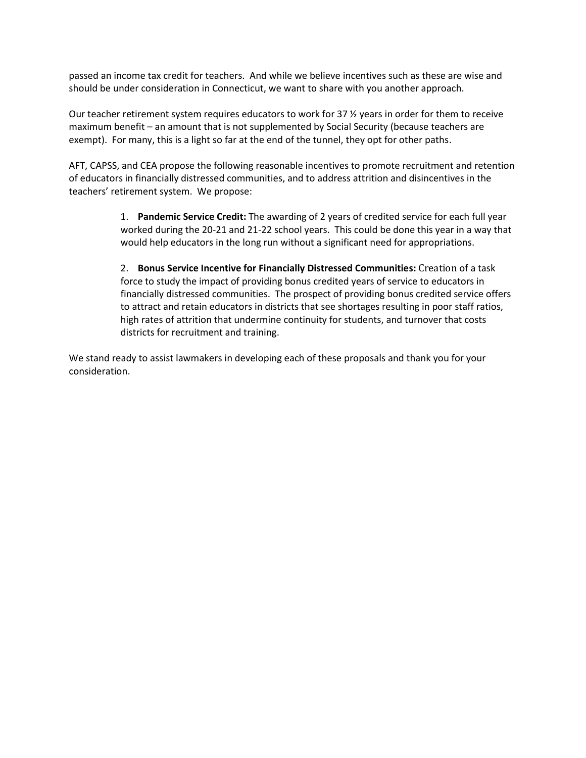passed an income tax credit for teachers. And while we believe incentives such as these are wise and should be under consideration in Connecticut, we want to share with you another approach.

Our teacher retirement system requires educators to work for 37 ½ years in order for them to receive maximum benefit – an amount that is not supplemented by Social Security (because teachers are exempt). For many, this is a light so far at the end of the tunnel, they opt for other paths.

AFT, CAPSS, and CEA propose the following reasonable incentives to promote recruitment and retention of educators in financially distressed communities, and to address attrition and disincentives in the teachers' retirement system. We propose:

1. **Pandemic Service Credit:** The awarding of 2 years of credited service for each full year worked during the 20-21 and 21-22 school years. This could be done this year in a way that would help educators in the long run without a significant need for appropriations.

2. **Bonus Service Incentive for Financially Distressed Communities:** Creation of a task force to study the impact of providing bonus credited years of service to educators in financially distressed communities. The prospect of providing bonus credited service offers to attract and retain educators in districts that see shortages resulting in poor staff ratios, high rates of attrition that undermine continuity for students, and turnover that costs districts for recruitment and training.

We stand ready to assist lawmakers in developing each of these proposals and thank you for your consideration.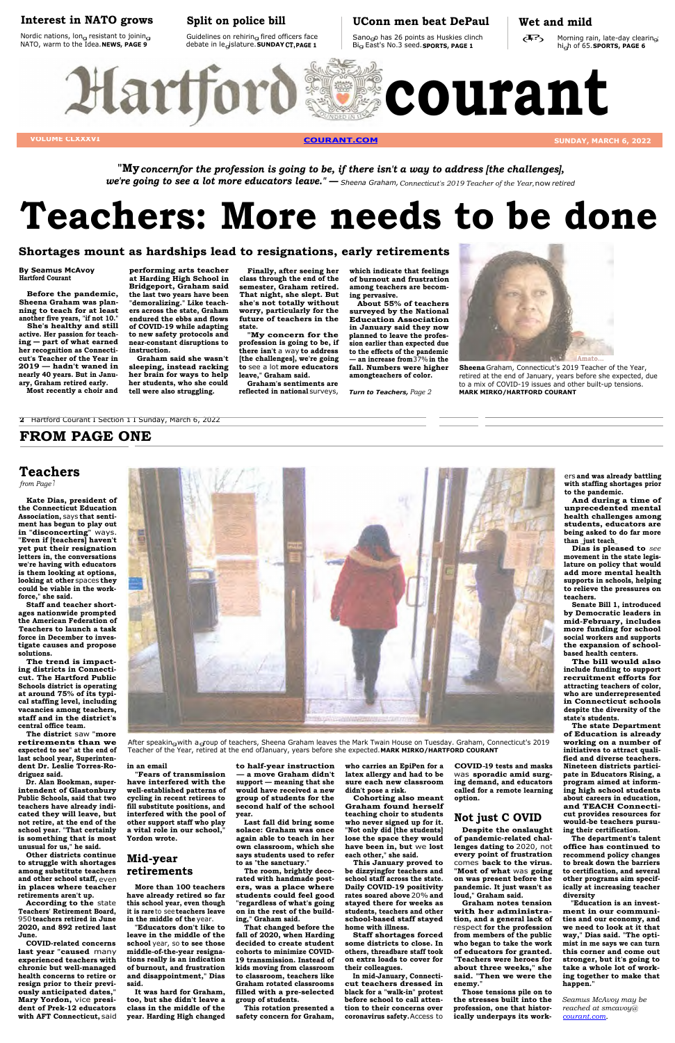**Interest in NATO grows**

Nordic nations, long resistant to joining NATO, warm to the idea. **NEWS, PAGE 9**

**Split on police bill**

Guidelines on rehiring fired officers face debate in legislature. **SUNDAY CT, PAGE 1**

**UConn men beat DePaul**

Sanogo has 26 points as Huskies clinch Big East's No.3 seed. **SPORTS, PAGE 1**

**Wet and mild**

Morning rain, late-day clearing; high of 65. **SPORTS, PAGE 6**

# Hartford Courant

VOLUME CLXXXVI — COURANT.COM — SUNDAY, MARCH 6, 2022

*"My concern for the profession is going to be, if there isn't a way to address [the challenges], we're going to see a lot more educators leave."* — Sheena Graham, Connecticut's 2019 Teacher of the Year, now retired

# Teachers: More needs to be done

## Shortages mount as hardships lead to resignations, early retirements

By Seamus McAvoy
Hartford Courant

**Before the pandemic, Sheena Graham was planning to teach for at least another five years, "if not 10."**

**She's healthy and still active. Her passion for teaching — part of what earned her recognition as Connecticut's Teacher of the Year in 2019 — hadn't waned in nearly 40 years. But in January, Graham retired early.**

**Most recently a choir and performing arts teacher at Harding High School in Bridgeport, Graham said the last two years have been "demoralizing." Like teachers across the state, Graham endured the ebbs and flows of COVID-19 while adapting to new safety protocols and near-constant disruptions to instruction.**

**Graham said she wasn't sleeping, instead racking her brain for ways to help her students, who she could tell were also struggling.**

**Finally, after seeing her class through the end of the semester, Graham retired. That night, she slept. But she's not totally without worry, particularly for the future of teachers in the state.**

**"My concern for the profession is going to be, if there isn't** a way **to address [the challenges], we're going to** see a lot **more educators leave,"** Graham said.

**Graham's sentiments are reflected in national** surveys, **which indicate that feelings of burnout and frustration among teachers are becoming pervasive.**

**About 55% of teachers surveyed by the National Education Association in January said they now planned to leave the profession earlier than expected due to the effects of the pandemic — an increase from** 37% **in the fall. Numbers were higher among teachers of color.**

*Turn to Teachers, Page 2*

**Sheena** Graham, Connecticut's 2019 Teacher of the Year, retired at the end of January, years before she expected, due to a mix of COVID-19 issues and other built-up tensions. **MARK MIRKO/HARTFORD COURANT**

## FROM PAGE ONE

## Teachers

*from Page 1*

**Kate Dias, president of the Connecticut Education Association,** says **that sentiment has begun to play out in "disconcerting"** ways. **"Even if [teachers] haven't yet put their resignation letters in, the conversations we're having with educators is them looking at options, looking at** other spaces **they could be viable in the workforce," she said.**

**Staff and teacher shortages nationwide prompted the American Federation of Teachers to launch a task force in December to investigate causes and propose solutions.**

**The trend is impacting districts in Connecticut. The Hartford Public Schools district is operating at around 75% of its typical staffing level, including vacancies among teachers, staff and in the district's central office team.**

**The district** saw **"more retirements than we expected to see" at the end of last school year, Superintendent Dr. Leslie Torres-Rodriguez said.**

**Dr. Alan Bookman, superintendent of Glastonbury Public Schools, said that two teachers have already indicated they will leave, but not retire, at the end of the school year. "That certainly is something that is most unusual for us," he said.**

**Other districts continue to struggle with shortages among substitute teachers and other school staff,** even **in places where teacher retirements aren't up.**

**According to the** state **Teachers' Retirement Board,** 950 **teachers retired in June 2020, and 892 retired last June.**

**COVID-related concerns last year "caused** many **experienced teachers with chronic but well-managed health concerns to retire or resign prior to their previously anticipated dates," Mary Yordon, vice president of Prek-12 educators with AFT Connecticut,** said **in an email.**

**"Fears of transmission have interfered with the well-established patterns of cycling in recent retirees to fill substitute positions, and interfered with the pool of other support staff who play a vital role in our school,"** Yordon wrote.

After speaking with a group of teachers, Sheena Graham leaves the Mark Twain House on Tuesday. Graham, Connecticut's 2019 Teacher of the Year, retired at the end of January, years before she expected. **MARK MIRKO/HARTFORD COURANT**

### Mid-year retirements

**More than 100 teachers have already retired so far this school year, even though** it is rare to see **teachers leave in the middle of the** year.

**"Educators don't like to leave in the middle of the school** year, so **to see those middle-of-the-year resignations really is an indication of burnout, and frustration and disappointment," Dias** said.

**It was hard for Graham, too, but she didn't leave a class in the middle of the year. Harding High changed to half-year instruction — a move Graham didn't support — meaning that she would have received a new group of students for the second half of the school year.**

**Last fall did bring some solace: Graham was once again able to teach in her own classroom, which she says students used to refer to as "the sanctuary."**

**The room, brightly decorated with handmade posters, was a place where students could feel good "regardless of what's going on in the rest of the building," Graham said.**

**That changed before the fall of 2020, when Harding decided to create student cohorts to minimize COVID-19 transmission. Instead of kids moving from classroom to classroom, teachers like Graham rotated classrooms filled with a pre-selected group of students.**

**This rotation presented a safety concern for Graham, who carries an EpiPen for a latex allergy and had to be sure each new classroom didn't pose a risk.**

**Cohorting also meant Graham found herself teaching choir to students who never signed up for it. "Not only did [the students] lose the space they would have been in, but we lost each other," she said.**

**This January proved to be dizzying for teachers and school staff across the state. Daily COVID-19 positivity rates soared above** 20% **and students, teachers and other school-based staff stayed home with illness.**

**Staff shortages forced some districts to close. In others, threadbare staff took on extra loads to cover for their colleagues.**

**In mid-January, Connecticut teachers dressed in black for a "walk-in" protest before school to call attention to their concerns over coronavirus safety.** Access to **COVID-19 tests and masks** was **sporadic amid surging demand, and educators called for a remote learning option.**

### Not just COVID

**Despite the onslaught of pandemic-related challenges dating to** 2020, **not every point of frustration** comes **back to the virus. "Most of what** was **going on was present before the pandemic. It just wasn't as loud," Graham said.**

**Graham notes tension with her administration, and a general lack of** respect **for the profession from members of the public who began to take the work of educators for granted. "Teachers were heroes for about three weeks," she said. "Then we were the enemy."**

**Those tensions pile on to the stresses built into the profession, one that historically underpays its workers and was already battling with staffing shortages prior to the pandemic.**

**And during a time of unprecedented mental health challenges among students, educators are being asked to do far more than just teach.**

**Dias is pleased to** see **movement in the state legislature on policy that would add more mental health supports in schools, helping to relieve the pressures on teachers.**

**Senate Bill 1, introduced by Democratic leaders in mid-February, includes more funding for school social workers and supports the expansion of school-based health centers.**

**The bill would also include funding to support recruitment efforts for attracting teachers of color, who are underrepresented in Connecticut schools despite the diversity of the state's students.**

**The state Department of Education is already working on a number of initiatives to attract qualified and diverse teachers. Nineteen districts participate in Educators Rising, a program aimed at informing high school students about careers in education, and TEACH Connecticut provides resources for would-be teachers pursuing their certification.**

**The department's talent office has continued to recommend policy changes to break down the barriers to certification, and several other programs aim specifically at increasing teacher diversity.**

**"Education is an investment in our communities and our economy, and we need to look at it that way," Dias said. "The optimist in me says we can turn this corner and come out stronger, but it's going to take a whole lot of working together to make that happen."**

*Seamus McAvoy may be reached at smcavoy@courant.com.*